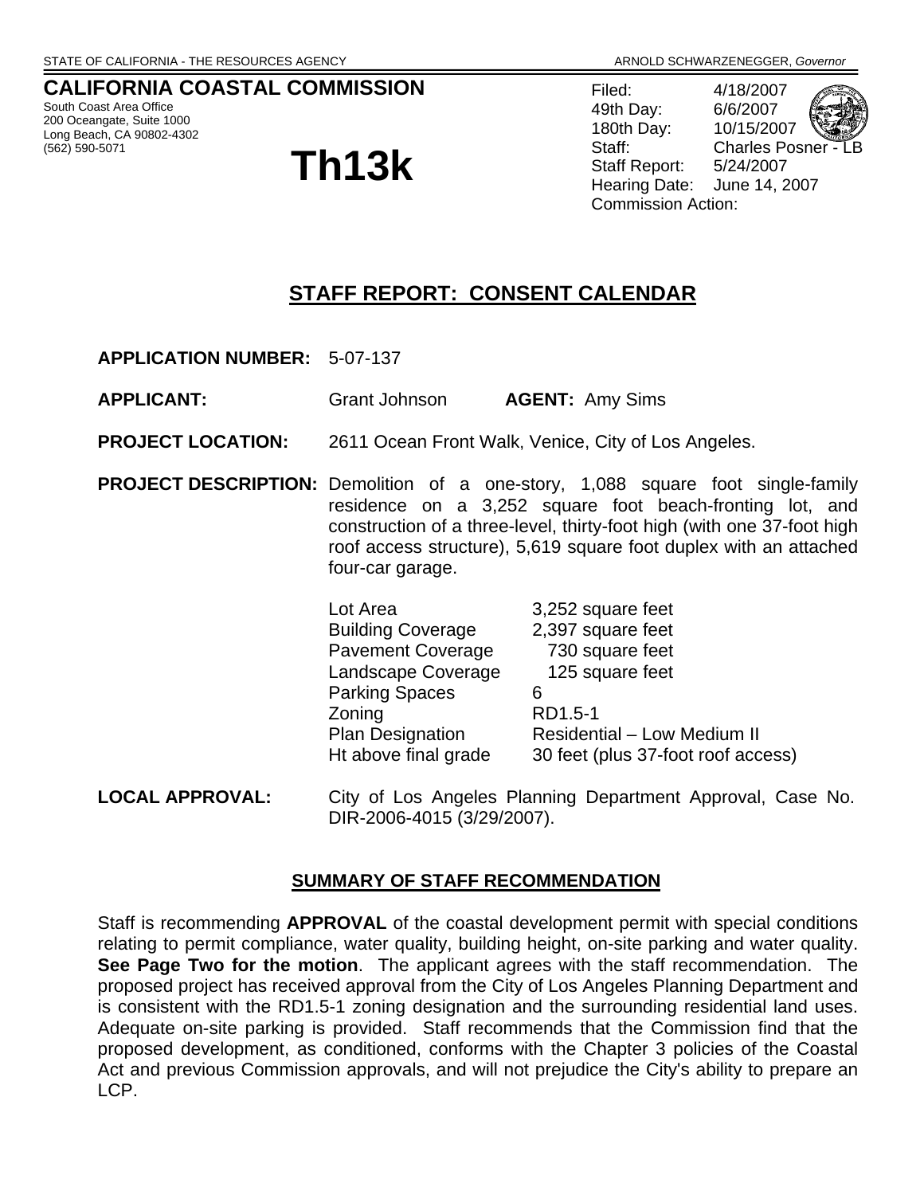STATE OF CALIFORNIA - THE RESOURCES AGENCY ARNOLD SCHWARZENEGGER, *Governor*

**CALIFORNIA COASTAL COMMISSION**
South Coast Area Office
200 Oceangate, Suite 1000
Long Beach, CA 90802-4302
(562) 590-5071

# Th13k

| | |
|---|---|
| Filed: | 4/18/2007 |
| 49th Day: | 6/6/2007 |
| 180th Day: | 10/15/2007 |
| Staff: | Charles Posner - LB |
| Staff Report: | 5/24/2007 |
| Hearing Date: | June 14, 2007 |
| Commission Action: | |

## STAFF REPORT: CONSENT CALENDAR

**APPLICATION NUMBER:** 5-07-137

**APPLICANT:** Grant Johnson **AGENT:** Amy Sims

**PROJECT LOCATION:** 2611 Ocean Front Walk, Venice, City of Los Angeles.

**PROJECT DESCRIPTION:** Demolition of a one-story, 1,088 square foot single-family residence on a 3,252 square foot beach-fronting lot, and construction of a three-level, thirty-foot high (with one 37-foot high roof access structure), 5,619 square foot duplex with an attached four-car garage.

| | |
|---|---|
| Lot Area | 3,252 square feet |
| Building Coverage | 2,397 square feet |
| Pavement Coverage | 730 square feet |
| Landscape Coverage | 125 square feet |
| Parking Spaces | 6 |
| Zoning | RD1.5-1 |
| Plan Designation | Residential – Low Medium II |
| Ht above final grade | 30 feet (plus 37-foot roof access) |

**LOCAL APPROVAL:** City of Los Angeles Planning Department Approval, Case No. DIR-2006-4015 (3/29/2007).

### SUMMARY OF STAFF RECOMMENDATION

Staff is recommending **APPROVAL** of the coastal development permit with special conditions relating to permit compliance, water quality, building height, on-site parking and water quality. **See Page Two for the motion**. The applicant agrees with the staff recommendation. The proposed project has received approval from the City of Los Angeles Planning Department and is consistent with the RD1.5-1 zoning designation and the surrounding residential land uses. Adequate on-site parking is provided. Staff recommends that the Commission find that the proposed development, as conditioned, conforms with the Chapter 3 policies of the Coastal Act and previous Commission approvals, and will not prejudice the City's ability to prepare an LCP.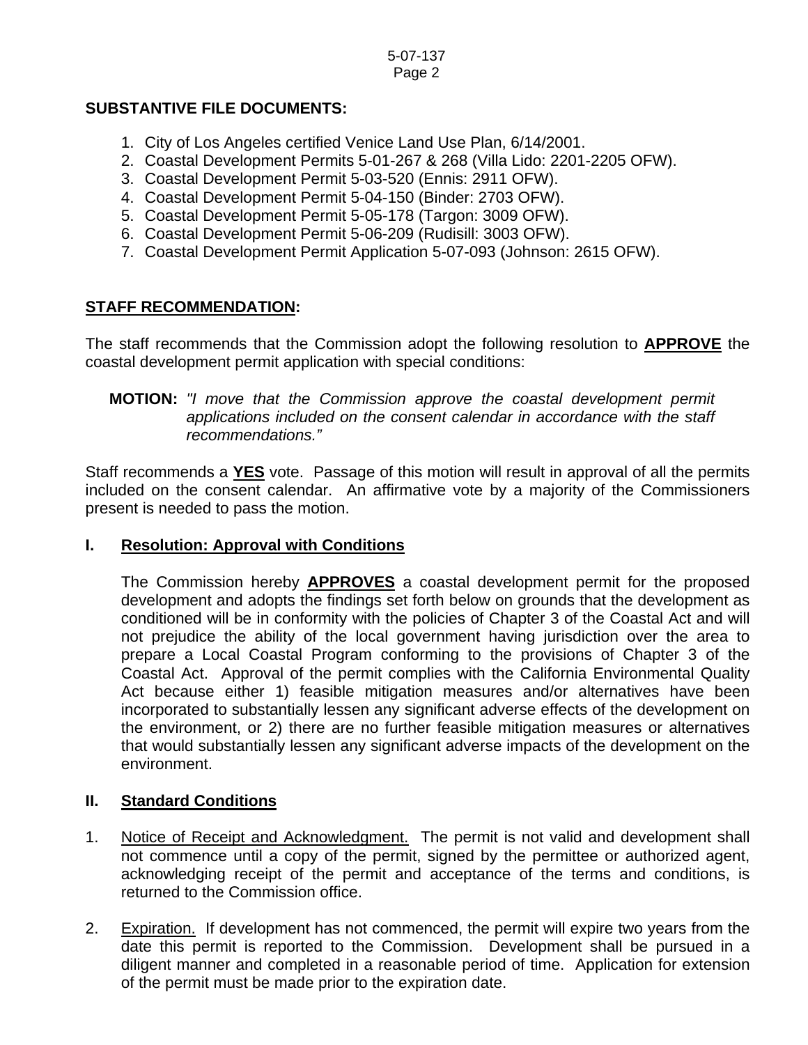**SUBSTANTIVE FILE DOCUMENTS:**

1. City of Los Angeles certified Venice Land Use Plan, 6/14/2001.
2. Coastal Development Permits 5-01-267 & 268 (Villa Lido: 2201-2205 OFW).
3. Coastal Development Permit 5-03-520 (Ennis: 2911 OFW).
4. Coastal Development Permit 5-04-150 (Binder: 2703 OFW).
5. Coastal Development Permit 5-05-178 (Targon: 3009 OFW).
6. Coastal Development Permit 5-06-209 (Rudisill: 3003 OFW).
7. Coastal Development Permit Application 5-07-093 (Johnson: 2615 OFW).

**STAFF RECOMMENDATION:**

The staff recommends that the Commission adopt the following resolution to **APPROVE** the coastal development permit application with special conditions:

**MOTION:** *"I move that the Commission approve the coastal development permit applications included on the consent calendar in accordance with the staff recommendations."*

Staff recommends a **YES** vote. Passage of this motion will result in approval of all the permits included on the consent calendar. An affirmative vote by a majority of the Commissioners present is needed to pass the motion.

## I. Resolution: Approval with Conditions

The Commission hereby **APPROVES** a coastal development permit for the proposed development and adopts the findings set forth below on grounds that the development as conditioned will be in conformity with the policies of Chapter 3 of the Coastal Act and will not prejudice the ability of the local government having jurisdiction over the area to prepare a Local Coastal Program conforming to the provisions of Chapter 3 of the Coastal Act. Approval of the permit complies with the California Environmental Quality Act because either 1) feasible mitigation measures and/or alternatives have been incorporated to substantially lessen any significant adverse effects of the development on the environment, or 2) there are no further feasible mitigation measures or alternatives that would substantially lessen any significant adverse impacts of the development on the environment.

## II. Standard Conditions

1. Notice of Receipt and Acknowledgment. The permit is not valid and development shall not commence until a copy of the permit, signed by the permittee or authorized agent, acknowledging receipt of the permit and acceptance of the terms and conditions, is returned to the Commission office.

2. Expiration. If development has not commenced, the permit will expire two years from the date this permit is reported to the Commission. Development shall be pursued in a diligent manner and completed in a reasonable period of time. Application for extension of the permit must be made prior to the expiration date.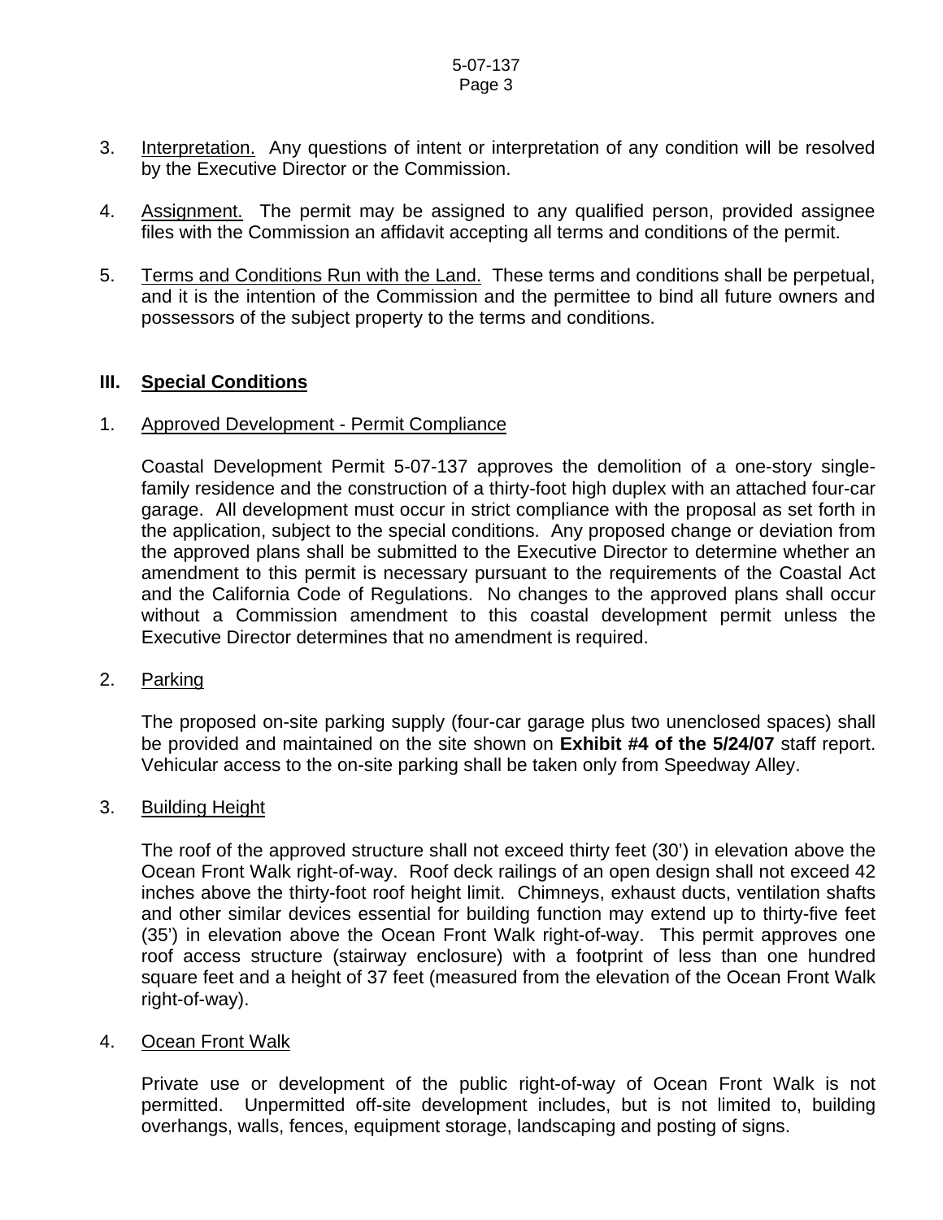3. <u>Interpretation.</u> Any questions of intent or interpretation of any condition will be resolved by the Executive Director or the Commission.

4. <u>Assignment.</u> The permit may be assigned to any qualified person, provided assignee files with the Commission an affidavit accepting all terms and conditions of the permit.

5. <u>Terms and Conditions Run with the Land.</u> These terms and conditions shall be perpetual, and it is the intention of the Commission and the permittee to bind all future owners and possessors of the subject property to the terms and conditions.

## III. Special Conditions

1. <u>Approved Development - Permit Compliance</u>

   Coastal Development Permit 5-07-137 approves the demolition of a one-story single-family residence and the construction of a thirty-foot high duplex with an attached four-car garage. All development must occur in strict compliance with the proposal as set forth in the application, subject to the special conditions. Any proposed change or deviation from the approved plans shall be submitted to the Executive Director to determine whether an amendment to this permit is necessary pursuant to the requirements of the Coastal Act and the California Code of Regulations. No changes to the approved plans shall occur without a Commission amendment to this coastal development permit unless the Executive Director determines that no amendment is required.

2. <u>Parking</u>

   The proposed on-site parking supply (four-car garage plus two unenclosed spaces) shall be provided and maintained on the site shown on **Exhibit #4 of the 5/24/07** staff report. Vehicular access to the on-site parking shall be taken only from Speedway Alley.

3. <u>Building Height</u>

   The roof of the approved structure shall not exceed thirty feet (30') in elevation above the Ocean Front Walk right-of-way. Roof deck railings of an open design shall not exceed 42 inches above the thirty-foot roof height limit. Chimneys, exhaust ducts, ventilation shafts and other similar devices essential for building function may extend up to thirty-five feet (35') in elevation above the Ocean Front Walk right-of-way. This permit approves one roof access structure (stairway enclosure) with a footprint of less than one hundred square feet and a height of 37 feet (measured from the elevation of the Ocean Front Walk right-of-way).

4. <u>Ocean Front Walk</u>

   Private use or development of the public right-of-way of Ocean Front Walk is not permitted. Unpermitted off-site development includes, but is not limited to, building overhangs, walls, fences, equipment storage, landscaping and posting of signs.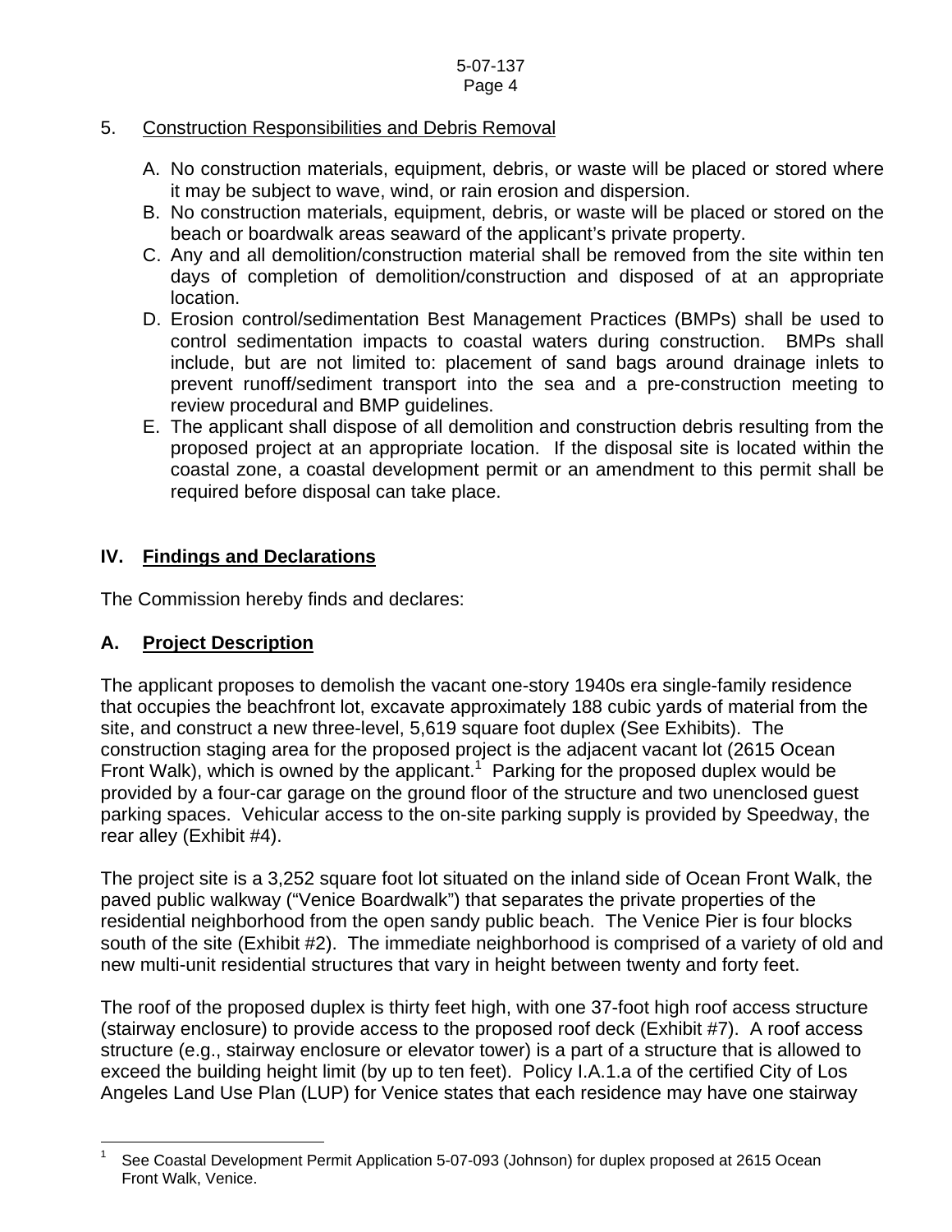5. Construction Responsibilities and Debris Removal

   A. No construction materials, equipment, debris, or waste will be placed or stored where it may be subject to wave, wind, or rain erosion and dispersion.
   B. No construction materials, equipment, debris, or waste will be placed or stored on the beach or boardwalk areas seaward of the applicant's private property.
   C. Any and all demolition/construction material shall be removed from the site within ten days of completion of demolition/construction and disposed of at an appropriate location.
   D. Erosion control/sedimentation Best Management Practices (BMPs) shall be used to control sedimentation impacts to coastal waters during construction. BMPs shall include, but are not limited to: placement of sand bags around drainage inlets to prevent runoff/sediment transport into the sea and a pre-construction meeting to review procedural and BMP guidelines.
   E. The applicant shall dispose of all demolition and construction debris resulting from the proposed project at an appropriate location. If the disposal site is located within the coastal zone, a coastal development permit or an amendment to this permit shall be required before disposal can take place.

## IV. Findings and Declarations

The Commission hereby finds and declares:

### A. Project Description

The applicant proposes to demolish the vacant one-story 1940s era single-family residence that occupies the beachfront lot, excavate approximately 188 cubic yards of material from the site, and construct a new three-level, 5,619 square foot duplex (See Exhibits). The construction staging area for the proposed project is the adjacent vacant lot (2615 Ocean Front Walk), which is owned by the applicant.[1] Parking for the proposed duplex would be provided by a four-car garage on the ground floor of the structure and two unenclosed guest parking spaces. Vehicular access to the on-site parking supply is provided by Speedway, the rear alley (Exhibit #4).

The project site is a 3,252 square foot lot situated on the inland side of Ocean Front Walk, the paved public walkway ("Venice Boardwalk") that separates the private properties of the residential neighborhood from the open sandy public beach. The Venice Pier is four blocks south of the site (Exhibit #2). The immediate neighborhood is comprised of a variety of old and new multi-unit residential structures that vary in height between twenty and forty feet.

The roof of the proposed duplex is thirty feet high, with one 37-foot high roof access structure (stairway enclosure) to provide access to the proposed roof deck (Exhibit #7). A roof access structure (e.g., stairway enclosure or elevator tower) is a part of a structure that is allowed to exceed the building height limit (by up to ten feet). Policy I.A.1.a of the certified City of Los Angeles Land Use Plan (LUP) for Venice states that each residence may have one stairway

---

[1] See Coastal Development Permit Application 5-07-093 (Johnson) for duplex proposed at 2615 Ocean Front Walk, Venice.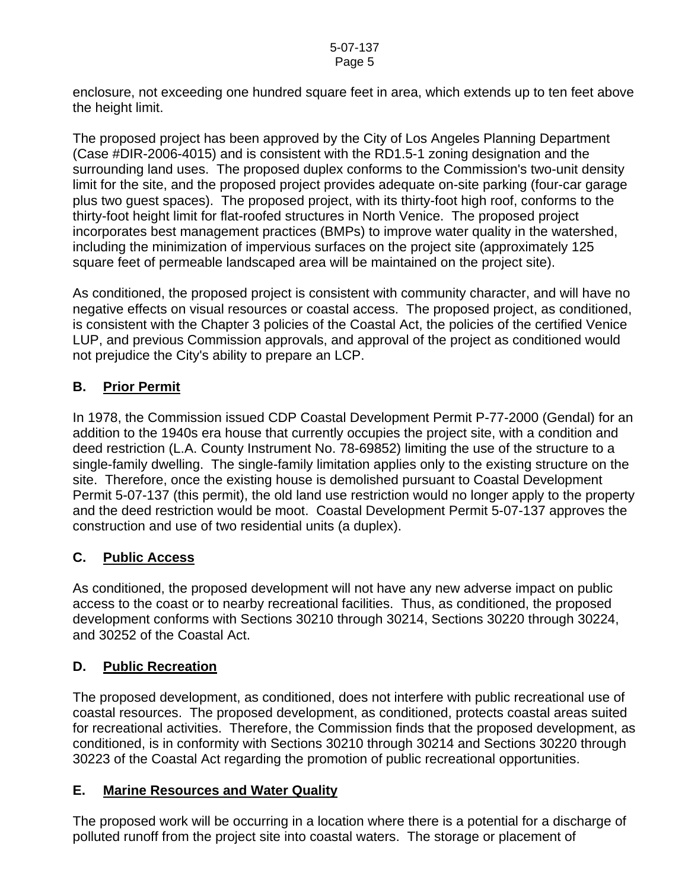enclosure, not exceeding one hundred square feet in area, which extends up to ten feet above the height limit.

The proposed project has been approved by the City of Los Angeles Planning Department (Case #DIR-2006-4015) and is consistent with the RD1.5-1 zoning designation and the surrounding land uses. The proposed duplex conforms to the Commission's two-unit density limit for the site, and the proposed project provides adequate on-site parking (four-car garage plus two guest spaces). The proposed project, with its thirty-foot high roof, conforms to the thirty-foot height limit for flat-roofed structures in North Venice. The proposed project incorporates best management practices (BMPs) to improve water quality in the watershed, including the minimization of impervious surfaces on the project site (approximately 125 square feet of permeable landscaped area will be maintained on the project site).

As conditioned, the proposed project is consistent with community character, and will have no negative effects on visual resources or coastal access. The proposed project, as conditioned, is consistent with the Chapter 3 policies of the Coastal Act, the policies of the certified Venice LUP, and previous Commission approvals, and approval of the project as conditioned would not prejudice the City's ability to prepare an LCP.

## B. Prior Permit

In 1978, the Commission issued CDP Coastal Development Permit P-77-2000 (Gendal) for an addition to the 1940s era house that currently occupies the project site, with a condition and deed restriction (L.A. County Instrument No. 78-69852) limiting the use of the structure to a single-family dwelling. The single-family limitation applies only to the existing structure on the site. Therefore, once the existing house is demolished pursuant to Coastal Development Permit 5-07-137 (this permit), the old land use restriction would no longer apply to the property and the deed restriction would be moot. Coastal Development Permit 5-07-137 approves the construction and use of two residential units (a duplex).

## C. Public Access

As conditioned, the proposed development will not have any new adverse impact on public access to the coast or to nearby recreational facilities. Thus, as conditioned, the proposed development conforms with Sections 30210 through 30214, Sections 30220 through 30224, and 30252 of the Coastal Act.

## D. Public Recreation

The proposed development, as conditioned, does not interfere with public recreational use of coastal resources. The proposed development, as conditioned, protects coastal areas suited for recreational activities. Therefore, the Commission finds that the proposed development, as conditioned, is in conformity with Sections 30210 through 30214 and Sections 30220 through 30223 of the Coastal Act regarding the promotion of public recreational opportunities.

## E. Marine Resources and Water Quality

The proposed work will be occurring in a location where there is a potential for a discharge of polluted runoff from the project site into coastal waters. The storage or placement of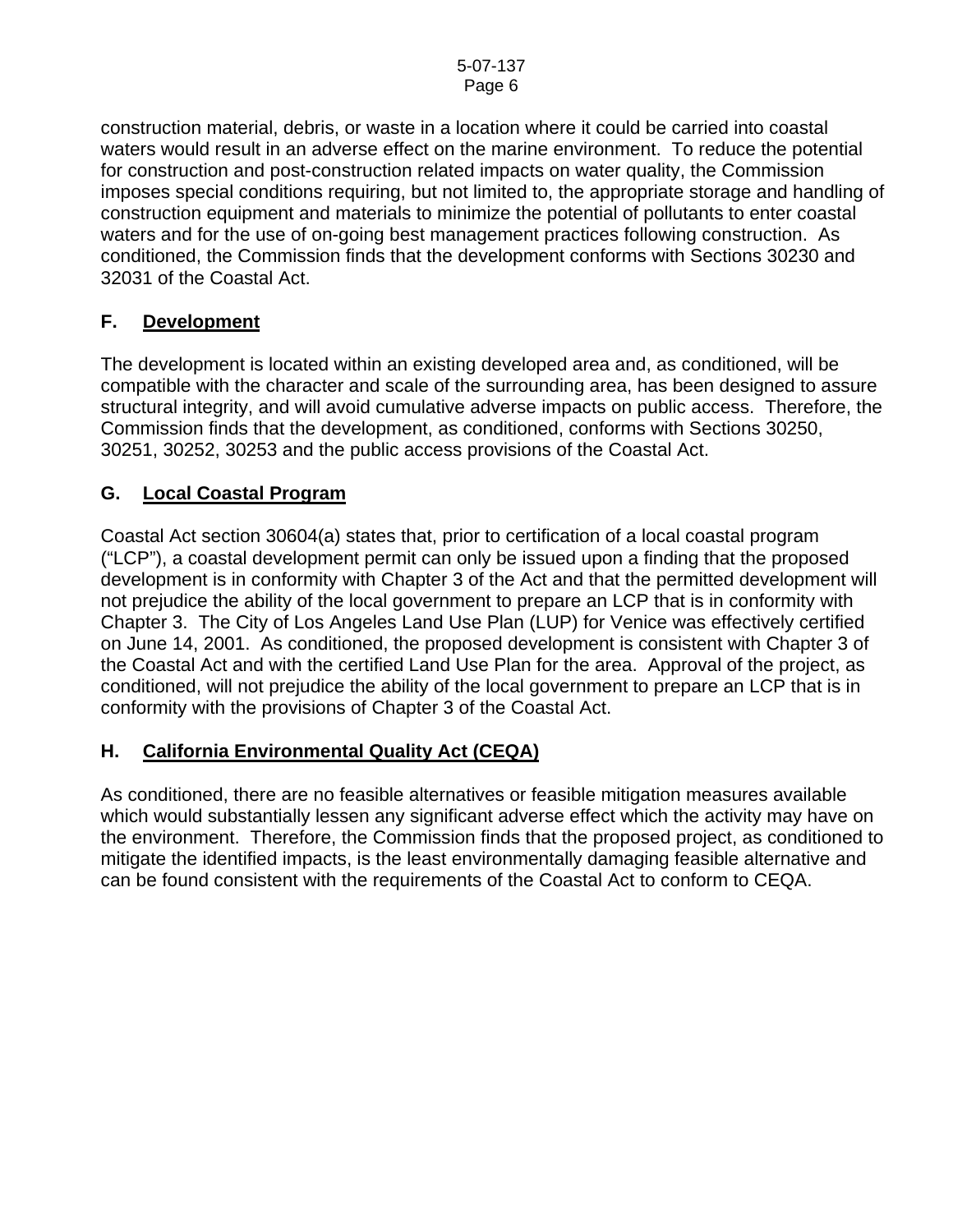construction material, debris, or waste in a location where it could be carried into coastal waters would result in an adverse effect on the marine environment. To reduce the potential for construction and post-construction related impacts on water quality, the Commission imposes special conditions requiring, but not limited to, the appropriate storage and handling of construction equipment and materials to minimize the potential of pollutants to enter coastal waters and for the use of on-going best management practices following construction. As conditioned, the Commission finds that the development conforms with Sections 30230 and 32031 of the Coastal Act.

## F. Development

The development is located within an existing developed area and, as conditioned, will be compatible with the character and scale of the surrounding area, has been designed to assure structural integrity, and will avoid cumulative adverse impacts on public access. Therefore, the Commission finds that the development, as conditioned, conforms with Sections 30250, 30251, 30252, 30253 and the public access provisions of the Coastal Act.

## G. Local Coastal Program

Coastal Act section 30604(a) states that, prior to certification of a local coastal program ("LCP"), a coastal development permit can only be issued upon a finding that the proposed development is in conformity with Chapter 3 of the Act and that the permitted development will not prejudice the ability of the local government to prepare an LCP that is in conformity with Chapter 3. The City of Los Angeles Land Use Plan (LUP) for Venice was effectively certified on June 14, 2001. As conditioned, the proposed development is consistent with Chapter 3 of the Coastal Act and with the certified Land Use Plan for the area. Approval of the project, as conditioned, will not prejudice the ability of the local government to prepare an LCP that is in conformity with the provisions of Chapter 3 of the Coastal Act.

## H. California Environmental Quality Act (CEQA)

As conditioned, there are no feasible alternatives or feasible mitigation measures available which would substantially lessen any significant adverse effect which the activity may have on the environment. Therefore, the Commission finds that the proposed project, as conditioned to mitigate the identified impacts, is the least environmentally damaging feasible alternative and can be found consistent with the requirements of the Coastal Act to conform to CEQA.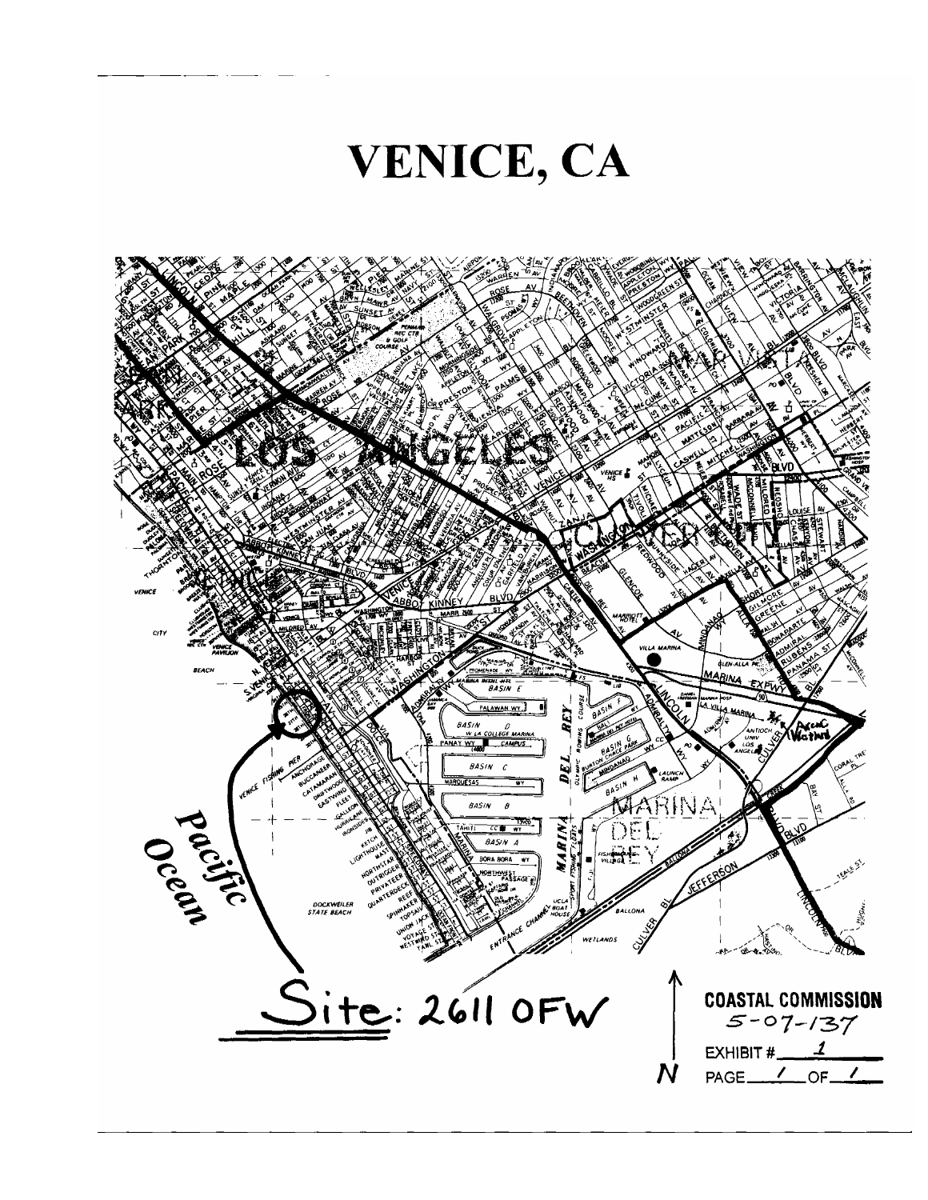# VENICE, CA

Site: 2611 OFW

COASTAL COMMISSION
5-07-137
EXHIBIT # 1
PAGE 1 OF 1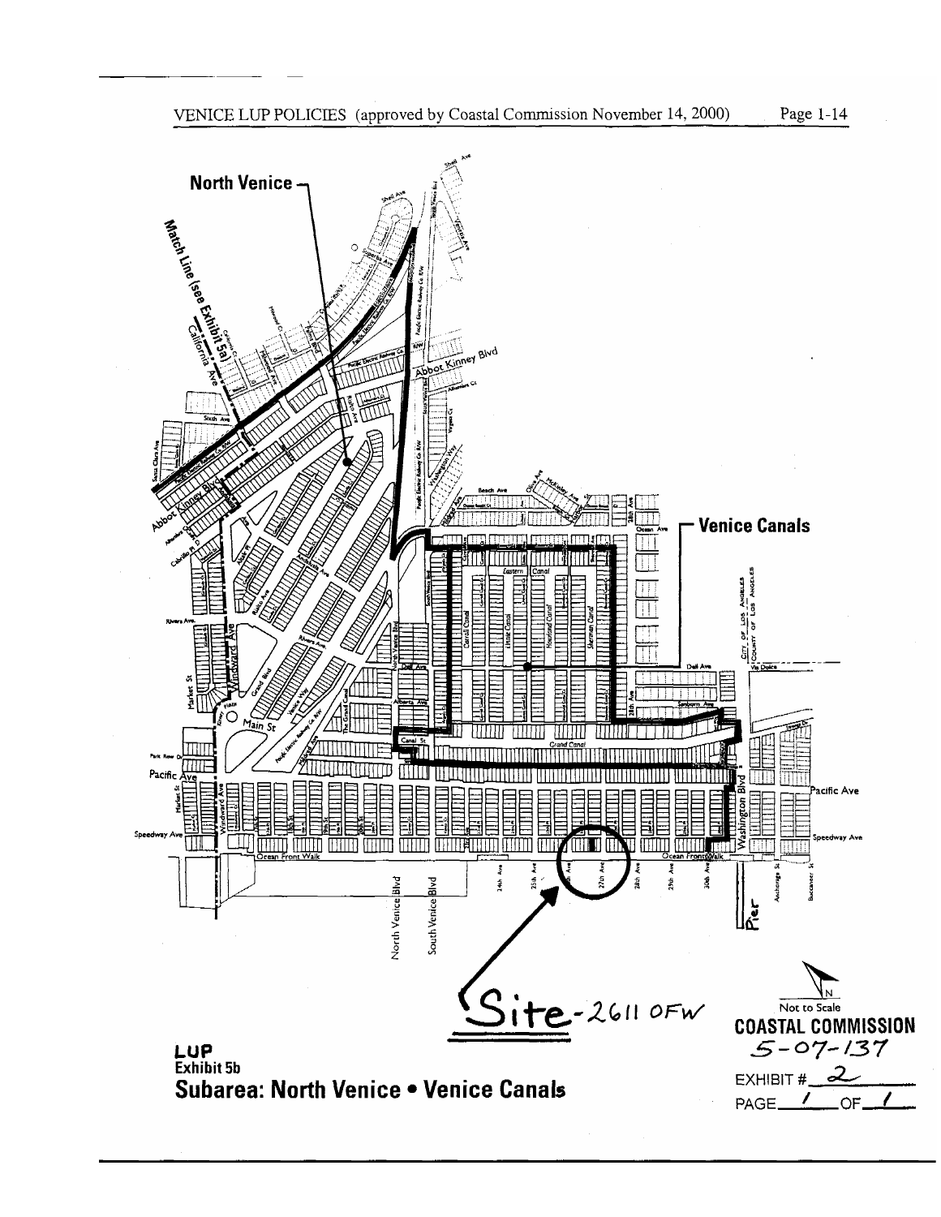VENICE LUP POLICIES (approved by Coastal Commission November 14, 2000)

North Venice

Match Line (see Exhibit 5a)

Venice Canals

Site - 2611 OFW

Not to Scale

**LUP**
**Exhibit 5b**
**Subarea: North Venice • Venice Canals**

**COASTAL COMMISSION**
5-07-137

EXHIBIT # 2

PAGE 1 OF 1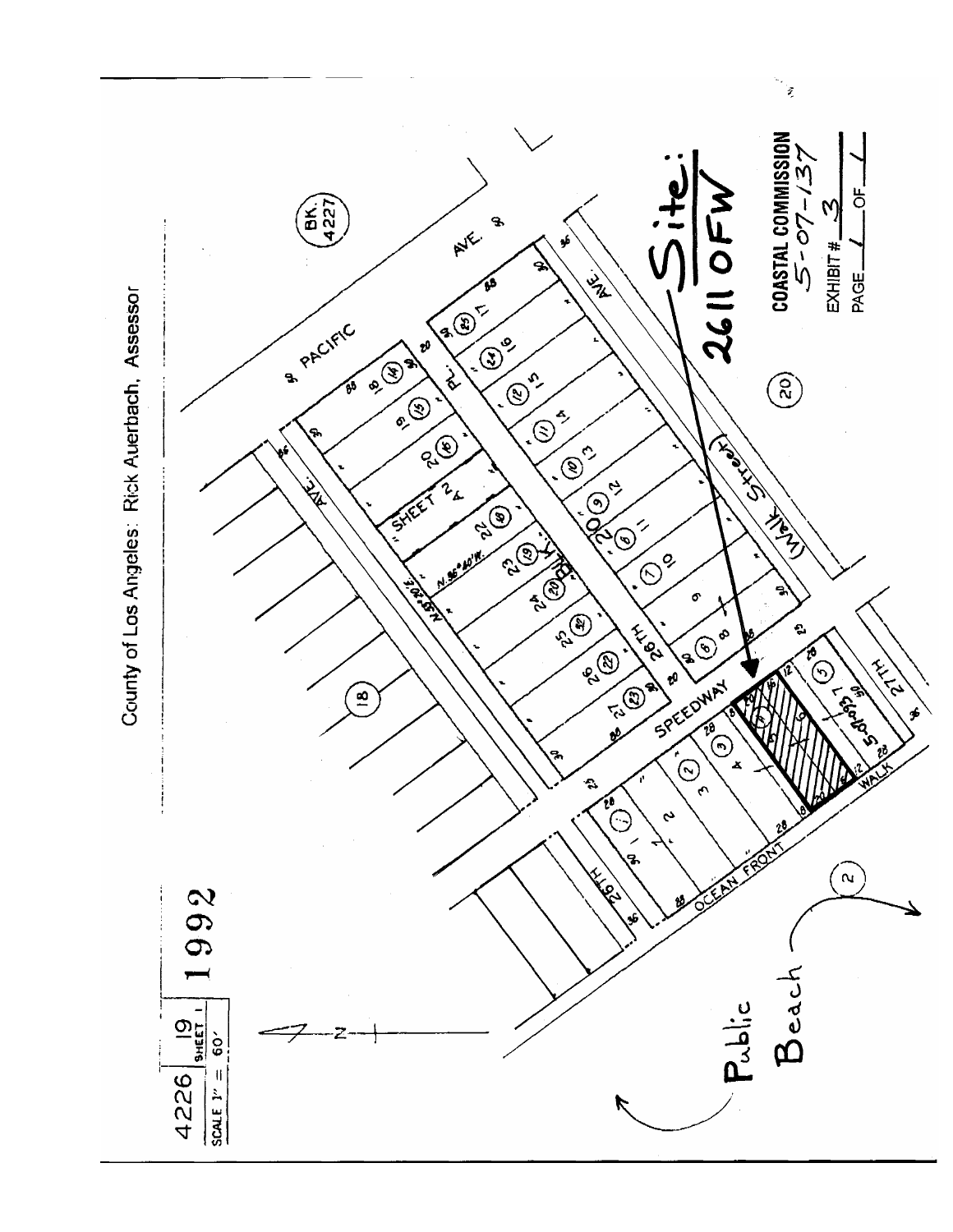County of Los Angeles: Rick Auerbach, Assessor

4226 | 19 SHEET 1 | 1992

SCALE 1" = 60'

BK. 4227

PACIFIC AVE.

SPEEDWAY

OCEAN FRONT WALK

26TH PL.

26TH AVE.

27TH AVE.

(Walk Street)

SHEET 2

Site: 2611 OFW

Public Beach

5-07-137

COASTAL COMMISSION
5-07-137
EXHIBIT # 3
PAGE 1 OF 1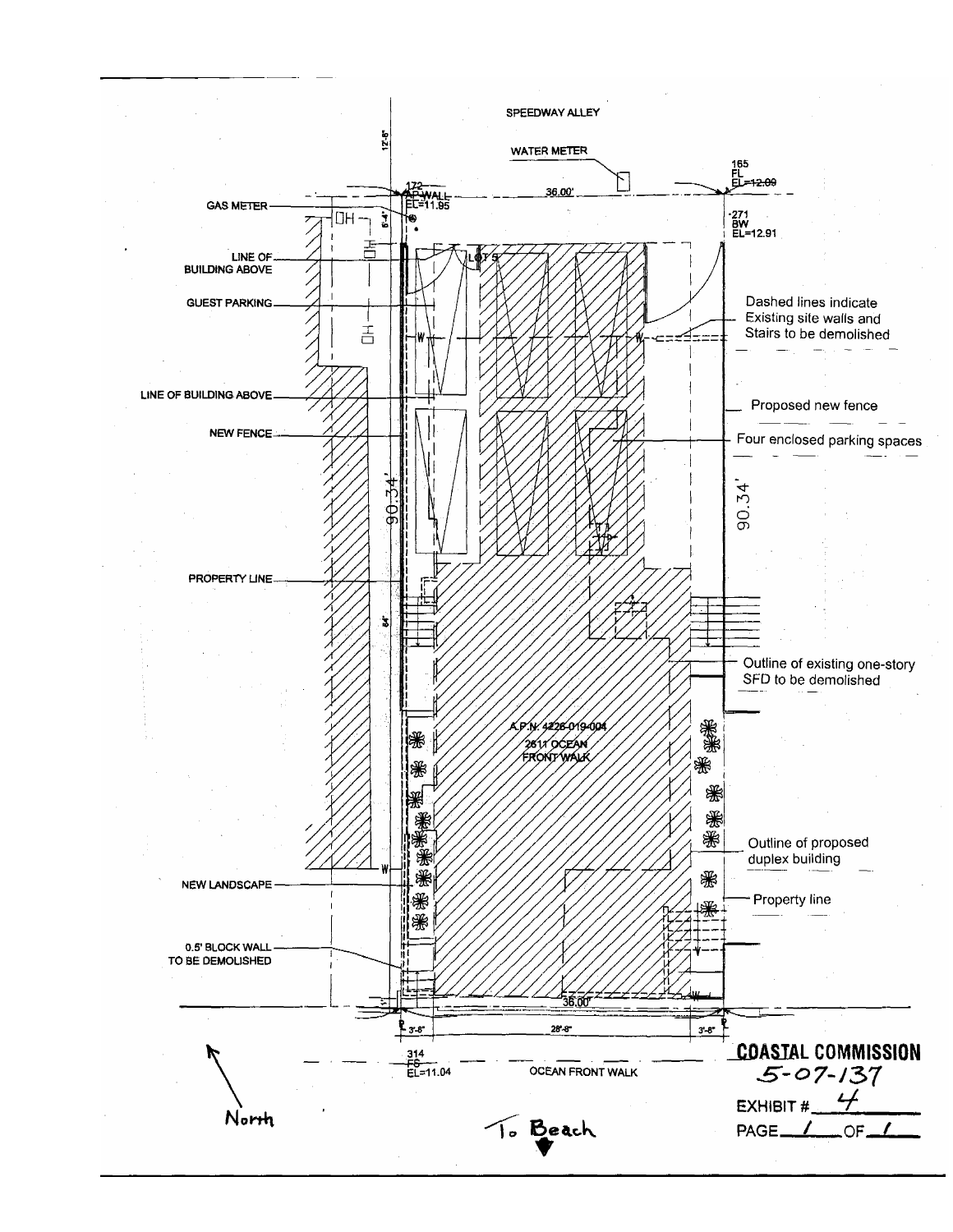SPEEDWAY ALLEY

WATER METER

165
FL
EL=12.09

172
P. WALL
EL=11.85

36.00'

271
BW
EL=12.91

12'-5"

6'-4"

GAS METER

LINE OF BUILDING ABOVE

GUEST PARKING

LINE OF BUILDING ABOVE

NEW FENCE

PROPERTY LINE

NEW LANDSCAPE

0.5' BLOCK WALL TO BE DEMOLISHED

LOT 5

Dashed lines indicate Existing site walls and Stairs to be demolished

Proposed new fence

Four enclosed parking spaces

90.34'

90.34'

84'

Outline of existing one-story SFD to be demolished

A.P.N. 4226-019-004
2611 OCEAN FRONT WALK

Outline of proposed duplex building

Property line

36.00'

3'-8"

28'-8"

3'-8"

314
FS
EL=11.04

OCEAN FRONT WALK

North

To Beach

**COASTAL COMMISSION**
5-07-137

EXHIBIT # 4

PAGE 1 OF 1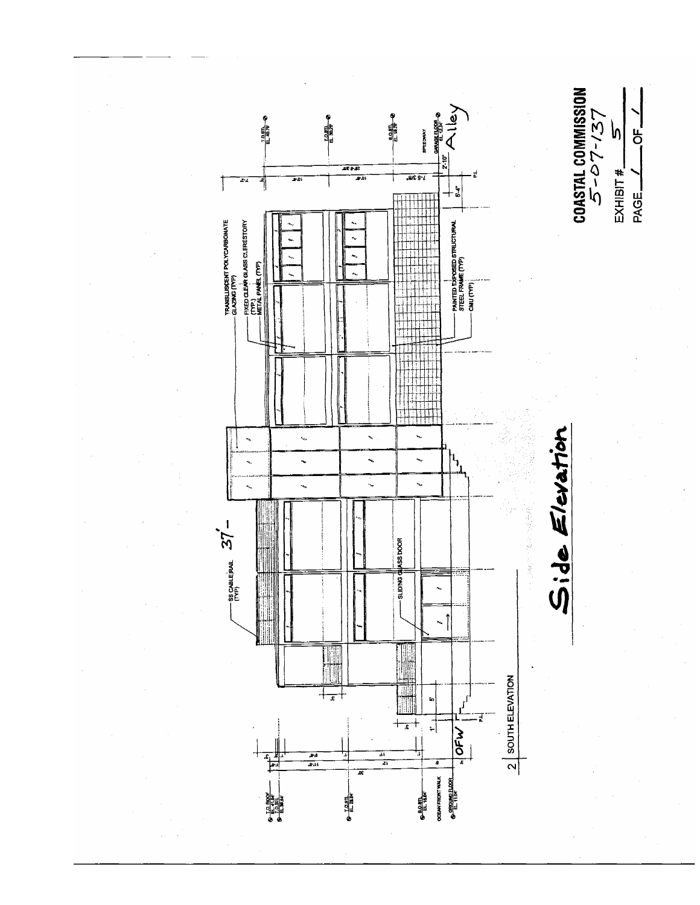**Side Elevation**

2 SOUTH ELEVATION

SS CABLE RAIL (TYP)

37'-

SLIDING GLASS DOOR

TRANSLUSCENT POLYCARBONATE GLAZING (TYP)

FIXED CLEAR GLASS CLERESTORY (TYP)

METAL PANEL (TYP)

PAINTED EXPOSED STRUCTURAL STEEL FRAME (TYP)

CMU (TYP)

T.O. ROOF EL. 41.04'

T.O. STL. EL. 38.54'

T.O. STL. EL. 28.04'

B.O. STL. EL. 16.04'

OCEAN FRONT WALK

GROUND FLOOR EL. 11.04'

OFW

P.L.

T.O. STL. EL. 40.79'

T.O. STL. EL. 30.29'

B.O. STL. EL. 19.79'

SPEEDWAY

GARAGE FLOOR EL. 12.34'

Alley

P.L.

2'-10"

5'-4"

7'-5 3/8"

28'-8 3/8"

**COASTAL COMMISSION**
5-07-137

EXHIBIT # 5

PAGE 1 OF 1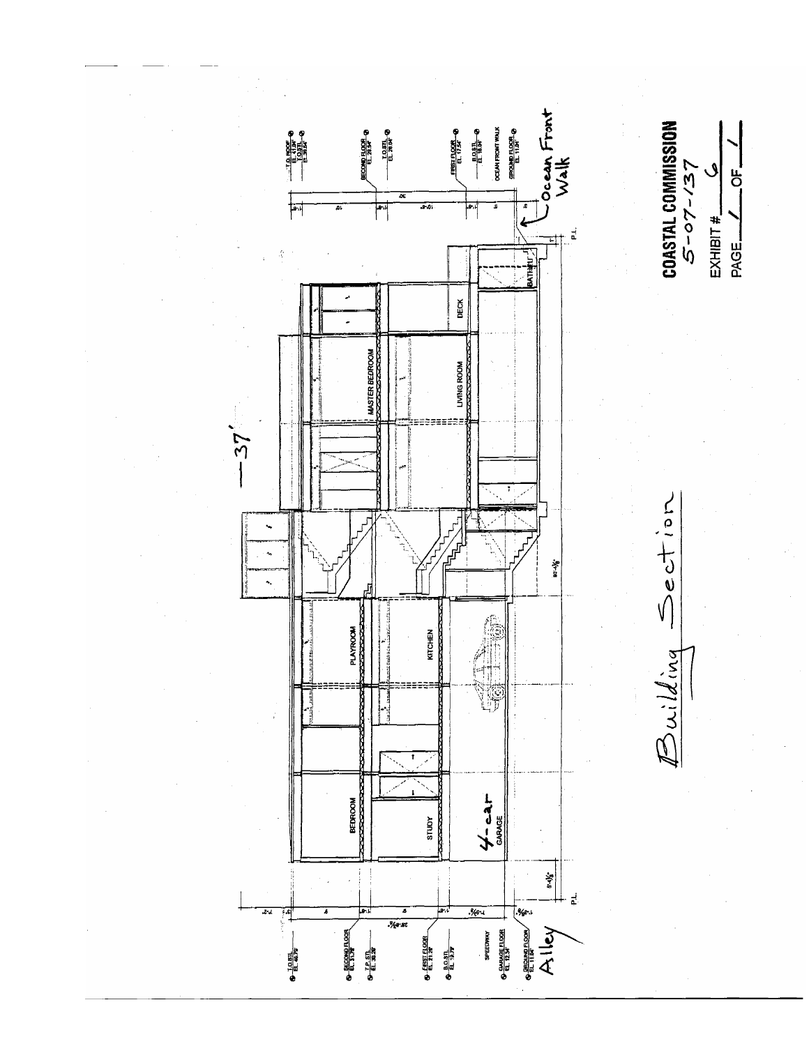Building Section

COASTAL COMMISSION
5-07-137
EXHIBIT # 6
PAGE 1 OF 1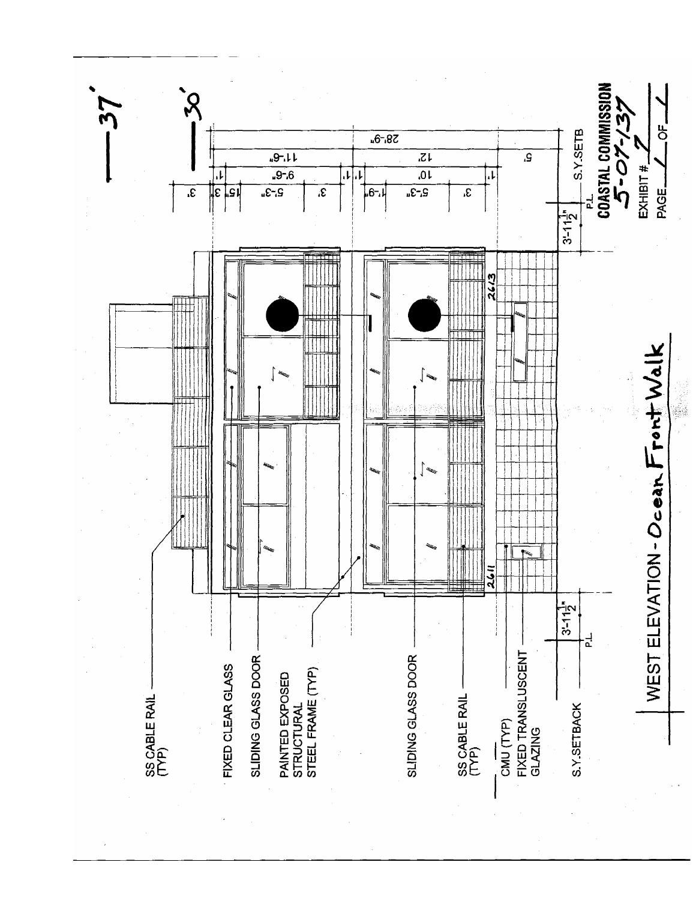SS CABLE RAIL (TYP)

FIXED CLEAR GLASS

SLIDING GLASS DOOR

PAINTED EXPOSED STRUCTURAL STEEL FRAME (TYP)

SLIDING GLASS DOOR

SS CABLE RAIL (TYP)

CMU (TYP)

FIXED TRANSLUSCENT GLAZING

S.Y.SETBACK

P.L.

3'-11 1/2"

2611

2613

3'

3'

15"

5'-3"

3'

1'

1'-9"

5'-3"

3'

1'

1'

9'-6"

1'

1'

10'

1'

11'-6"

12'

5'

28'-9"

S.Y.SETB

P.L.

3'-11 1/2"

37'

30'

COASTAL COMMISSION

5-07-137

EXHIBIT # 7

PAGE 1 OF 1

# WEST ELEVATION - Ocean Front Walk